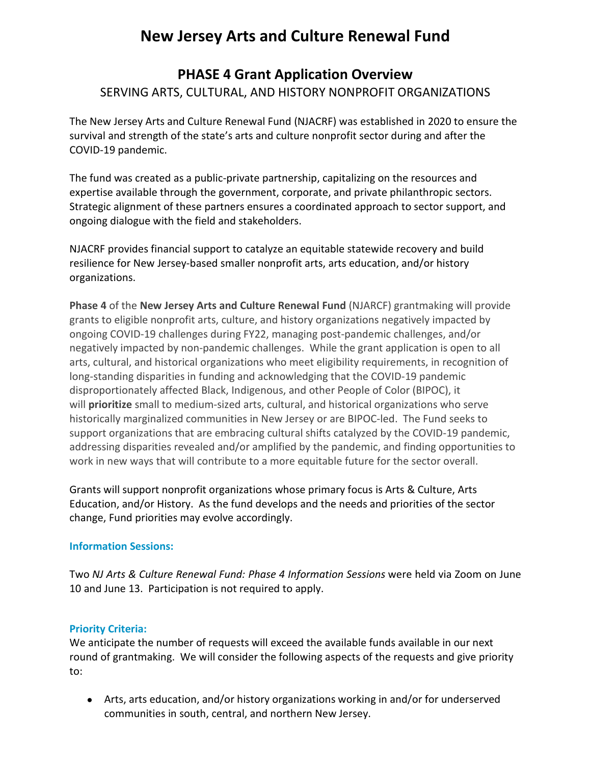# New Jersey Arts and Culture Renewal Fund

## PHASE 4 Grant Application Overview

### SERVING ARTS, CULTURAL, AND HISTORY NONPROFIT ORGANIZATIONS

The New Jersey Arts and Culture Renewal Fund (NJACRF) was established in 2020 to ensure the survival and strength of the state's arts and culture nonprofit sector during and after the COVID-19 pandemic.

The fund was created as a public-private partnership, capitalizing on the resources and expertise available through the government, corporate, and private philanthropic sectors. Strategic alignment of these partners ensures a coordinated approach to sector support, and ongoing dialogue with the field and stakeholders.

NJACRF provides financial support to catalyze an equitable statewide recovery and build resilience for New Jersey-based smaller nonprofit arts, arts education, and/or history organizations.

**Phase 4** of the **New Jersey Arts and Culture Renewal Fund** (NJARCF) grantmaking will provide grants to eligible nonprofit arts, culture, and history organizations negatively impacted by ongoing COVID-19 challenges during FY22, managing post-pandemic challenges, and/or negatively impacted by non-pandemic challenges. While the grant application is open to all arts, cultural, and historical organizations who meet eligibility requirements, in recognition of long-standing disparities in funding and acknowledging that the COVID-19 pandemic disproportionately affected Black, Indigenous, and other People of Color (BIPOC), it will **prioritize** small to medium-sized arts, cultural, and historical organizations who serve historically marginalized communities in New Jersey or are BIPOC-led. The Fund seeks to support organizations that are embracing cultural shifts catalyzed by the COVID-19 pandemic, addressing disparities revealed and/or amplified by the pandemic, and finding opportunities to work in new ways that will contribute to a more equitable future for the sector overall.

Grants will support nonprofit organizations whose primary focus is Arts & Culture, Arts Education, and/or History. As the fund develops and the needs and priorities of the sector change, Fund priorities may evolve accordingly.

**Information Sessions:**

Two *NJ Arts & Culture Renewal Fund: Phase 4 Information Sessions* were held via Zoom on June 10 and June 13. Participation is not required to apply.

**Priority Criteria:**

We anticipate the number of requests will exceed the available funds available in our next round of grantmaking. We will consider the following aspects of the requests and give priority to:

- Arts, arts education, and/or history organizations working in and/or for underserved communities in south, central, and northern New Jersey.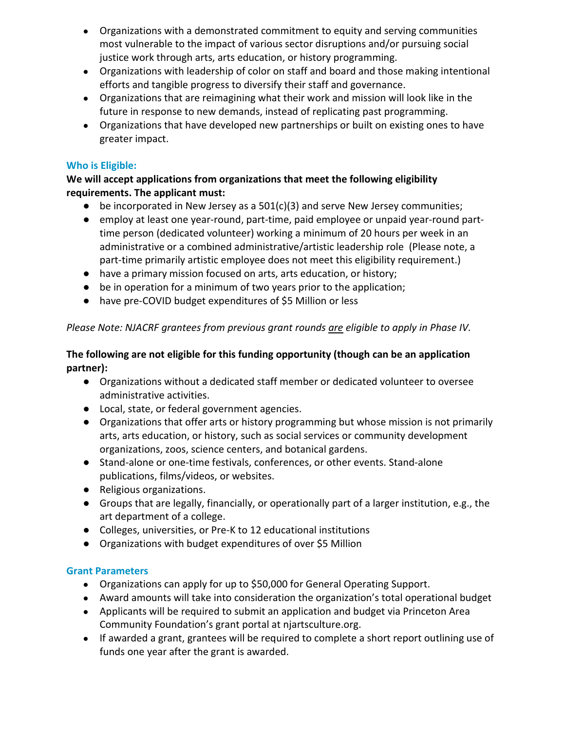- Organizations with a demonstrated commitment to equity and serving communities most vulnerable to the impact of various sector disruptions and/or pursuing social justice work through arts, arts education, or history programming.
- Organizations with leadership of color on staff and board and those making intentional efforts and tangible progress to diversify their staff and governance.
- Organizations that are reimagining what their work and mission will look like in the future in response to new demands, instead of replicating past programming.
- Organizations that have developed new partnerships or built on existing ones to have greater impact.

### Who is Eligible:

**We will accept applications from organizations that meet the following eligibility requirements. The applicant must:**

- be incorporated in New Jersey as a 501(c)(3) and serve New Jersey communities;
- employ at least one year-round, part-time, paid employee or unpaid year-round part-time person (dedicated volunteer) working a minimum of 20 hours per week in an administrative or a combined administrative/artistic leadership role (Please note, a part-time primarily artistic employee does not meet this eligibility requirement.)
- have a primary mission focused on arts, arts education, or history;
- be in operation for a minimum of two years prior to the application;
- have pre-COVID budget expenditures of $5 Million or less

*Please Note: NJACRF grantees from previous grant rounds <u>are</u> eligible to apply in Phase IV.*

**The following are not eligible for this funding opportunity (though can be an application partner):**

- Organizations without a dedicated staff member or dedicated volunteer to oversee administrative activities.
- Local, state, or federal government agencies.
- Organizations that offer arts or history programming but whose mission is not primarily arts, arts education, or history, such as social services or community development organizations, zoos, science centers, and botanical gardens.
- Stand-alone or one-time festivals, conferences, or other events. Stand-alone publications, films/videos, or websites.
- Religious organizations.
- Groups that are legally, financially, or operationally part of a larger institution, e.g., the art department of a college.
- Colleges, universities, or Pre-K to 12 educational institutions
- Organizations with budget expenditures of over $5 Million

### Grant Parameters

- Organizations can apply for up to $50,000 for General Operating Support.
- Award amounts will take into consideration the organization's total operational budget
- Applicants will be required to submit an application and budget via Princeton Area Community Foundation's grant portal at njartsculture.org.
- If awarded a grant, grantees will be required to complete a short report outlining use of funds one year after the grant is awarded.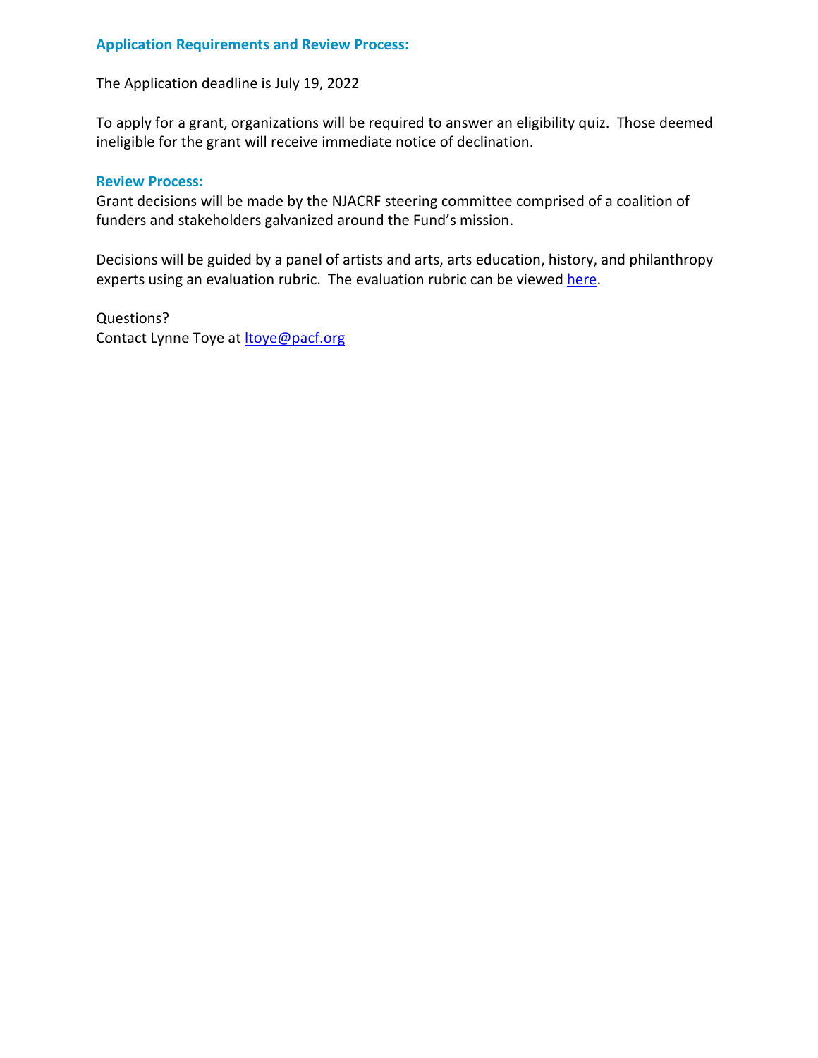### Application Requirements and Review Process:

The Application deadline is July 19, 2022

To apply for a grant, organizations will be required to answer an eligibility quiz. Those deemed ineligible for the grant will receive immediate notice of declination.

### Review Process:

Grant decisions will be made by the NJACRF steering committee comprised of a coalition of funders and stakeholders galvanized around the Fund's mission.

Decisions will be guided by a panel of artists and arts, arts education, history, and philanthropy experts using an evaluation rubric. The evaluation rubric can be viewed here.

Questions?
Contact Lynne Toye at ltoye@pacf.org